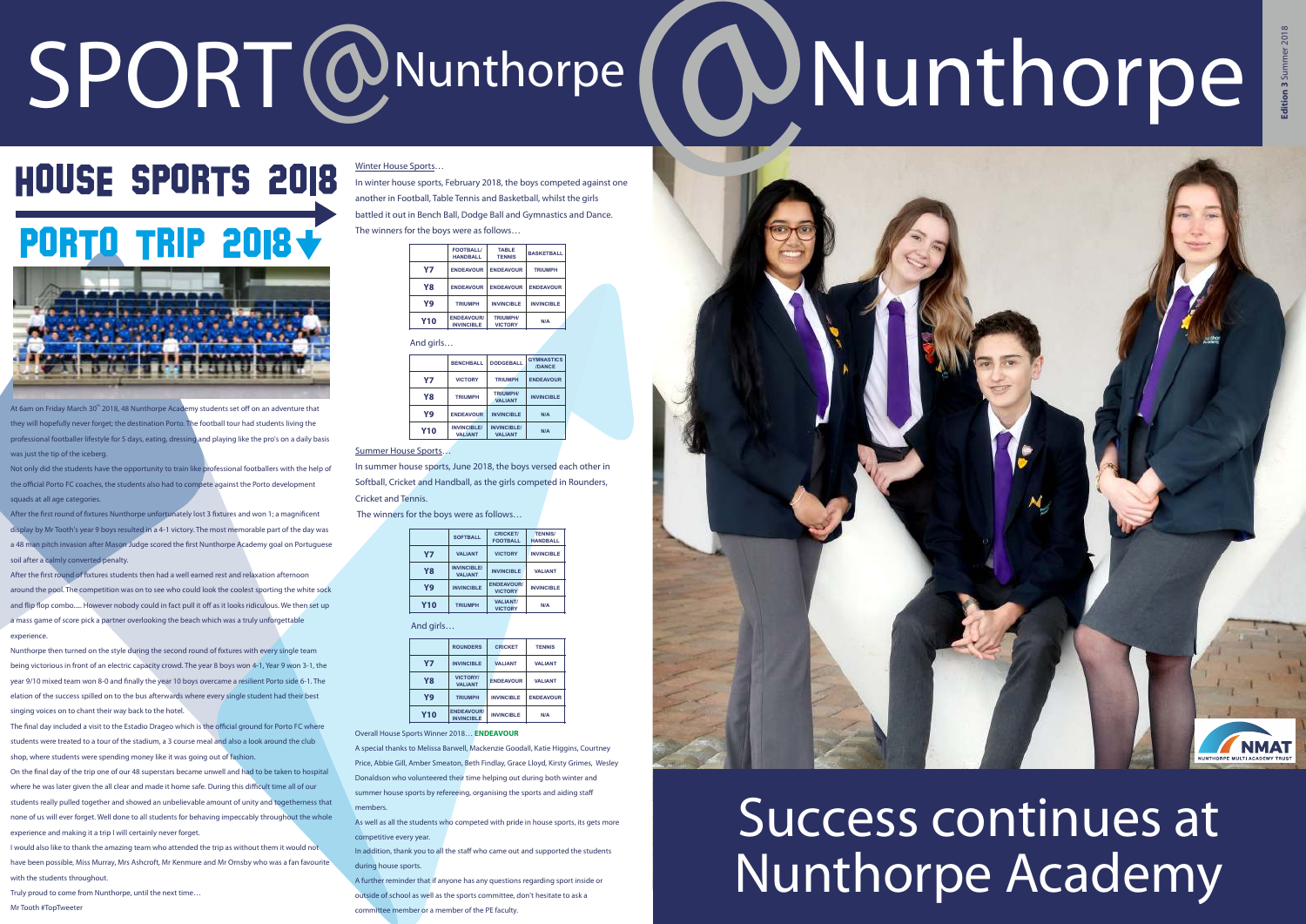# SPORT@Nunthorpe

Edition 3 Summer 2018

## HOUSE SPORTS 2018

## PORTO TRIP 2018

At 6am on Friday March 30[th] 2018, 48 Nunthorpe Academy students set off on an adventure that they will hopefully never forget; the destination Porto. The football tour had students living the professional footballer lifestyle for 5 days, eating, dressing and playing like the pro's on a daily basis was just the tip of the iceberg.

Not only did the students have the opportunity to train like professional footballers with the help of the official Porto FC coaches, the students also had to compete against the Porto development squads at all age categories.

After the first round of fixtures Nunthorpe unfortunately lost 3 fixtures and won 1; a magnificent display by Mr Tooth's year 9 boys resulted in a 4-1 victory. The most memorable part of the day was a 48 man pitch invasion after Mason Judge scored the first Nunthorpe Academy goal on Portuguese soil after a calmly converted penalty.

After the first round of fixtures students then had a well earned rest and relaxation afternoon around the pool. The competition was on to see who could look the coolest sporting the white sock and flip flop combo..... However nobody could in fact pull it off as it looks ridiculous. We then set up a mass game of score pick a partner overlooking the beach which was a truly unforgettable experience.

Nunthorpe then turned on the style during the second round of fixtures with every single team being victorious in front of an electric capacity crowd. The year 8 boys won 4-1, Year 9 won 3-1, the year 9/10 mixed team won 8-0 and finally the year 10 boys overcame a resilient Porto side 6-1. The elation of the success spilled on to the bus afterwards where every single student had their best singing voices on to chant their way back to the hotel.

The final day included a visit to the Estadio Drageo which is the official ground for Porto FC where students were treated to a tour of the stadium, a 3 course meal and also a look around the club shop, where students were spending money like it was going out of fashion.

On the final day of the trip one of our 48 superstars became unwell and had to be taken to hospital where he was later given the all clear and made it home safe. During this difficult time all of our students really pulled together and showed an unbelievable amount of unity and togetherness that none of us will ever forget. Well done to all students for behaving impeccably throughout the whole experience and making it a trip I will certainly never forget.

I would also like to thank the amazing team who attended the trip as without them it would not have been possible, Miss Murray, Mrs Ashcroft, Mr Kenmure and Mr Ornsby who was a fan favourite with the students throughout.

Truly proud to come from Nunthorpe, until the next time…

Mr Tooth #TopTweeter

### Winter House Sports…

In winter house sports, February 2018, the boys competed against one another in Football, Table Tennis and Basketball, whilst the girls battled it out in Bench Ball, Dodge Ball and Gymnastics and Dance.

The winners for the boys were as follows…

| | FOOTBALL/ HANDBALL | TABLE TENNIS | BASKETBALL |
|---|---|---|---|
| Y7 | ENDEAVOUR | ENDEAVOUR | TRIUMPH |
| Y8 | ENDEAVOUR | ENDEAVOUR | ENDEAVOUR |
| Y9 | TRIUMPH | INVINCIBLE | INVINCIBLE |
| Y10 | ENDEAVOUR/ INVINCIBLE | TRIUMPH/ VICTORY | N/A |

And girls…

| | BENCHBALL | DODGEBALL | GYMNASTICS /DANCE |
|---|---|---|---|
| Y7 | VICTORY | TRIUMPH | ENDEAVOUR |
| Y8 | TRIUMPH | TRIUMPH/ VALIANT | INVINCIBLE |
| Y9 | ENDEAVOUR | INVINCIBLE | N/A |
| Y10 | INVINCIBLE/ VALIANT | INVINCIBLE/ VALIANT | N/A |

### Summer House Sports…

In summer house sports, June 2018, the boys versed each other in Softball, Cricket and Handball, as the girls competed in Rounders, Cricket and Tennis.

The winners for the boys were as follows…

| | SOFTBALL | CRICKET/ FOOTBALL | TENNIS/ HANDBALL |
|---|---|---|---|
| Y7 | VALIANT | VICTORY | INVINCIBLE |
| Y8 | INVINCIBLE/ VALIANT | INVINCIBLE | VALIANT |
| Y9 | INVINCIBLE | ENDEAVOUR/ VICTORY | INVINCIBLE |
| Y10 | TRIUMPH | VALIANT/ VICTORY | N/A |

And girls…

| | ROUNDERS | CRICKET | TENNIS |
|---|---|---|---|
| Y7 | INVINCIBLE | VALIANT | VALIANT |
| Y8 | VICTORY/ VALIANT | ENDEAVOUR | VALIANT |
| Y9 | TRIUMPH | INVINCIBLE | ENDEAVOUR |
| Y10 | ENDEAVOUR/ INVINCIBLE | INVINCIBLE | N/A |

Overall House Sports Winner 2018… **ENDEAVOUR**

A special thanks to Melissa Barwell, Mackenzie Goodall, Katie Higgins, Courtney Price, Abbie Gill, Amber Smeaton, Beth Findlay, Grace Lloyd, Kirsty Grimes, Wesley Donaldson who volunteered their time helping out during both winter and summer house sports by refereeing, organising the sports and aiding staff members.

As well as all the students who competed with pride in house sports, its gets more competitive every year.

In addition, thank you to all the staff who came out and supported the students during house sports.

A further reminder that if anyone has any questions regarding sport inside or outside of school as well as the sports committee, don't hesitate to ask a committee member or a member of the PE faculty.

NMAT NUNTHORPE MULTI ACADEMY TRUST

# Success continues at Nunthorpe Academy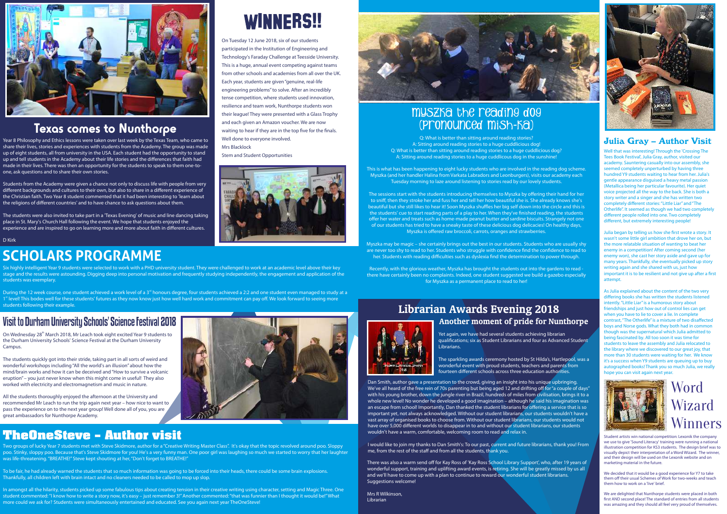## Texas comes to Nunthorpe

Year 8 Philosophy and Ethics lessons were taken over last week by the Texas Team, who came to share their lives, stories and experiences with students from the Academy. The group was made up of eight students, all from university in the USA. Each student had the opportunity to stand up and tell students in the Academy about their life stories and the differences that faith had made in their lives. There was then an opportunity for the students to speak to them one-to-one, ask questions and to share their own stories.

Students from the Academy were given a chance not only to discuss life with people from very different backgrounds and cultures to their own, but also to share in a different experience of the Christian faith. Two Year 8 student commented that it had been interesting to 'learn about the religions of different countries' and to have chance to ask questions about them.

The students were also invited to take part in a 'Texas Evening' of music and line dancing taking place in St. Mary's Church Hall following the event. We hope that students enjoyed the experience and are inspired to go on learning more and more about faith in different cultures.

D Kirk

# WINNERS!!

On Tuesday 12 June 2018, six of our students participated in the Institution of Engineering and Technology's Faraday Challenge at Teesside University. This is a huge, annual event competing against teams from other schools and academies from all over the UK. Each year, students are given "genuine, real-life engineering problems" to solve. After an incredibly tense competition, where students used innovation, resilience and team work, Nunthorpe students won their league! They were presented with a Glass Trophy and each given an Amazon voucher. We are now waiting to hear if they are in the top five for the finals. Well done to everyone involved.

Mrs Blacklock

Stem and Student Opportunities

## Myszka the reading dog (pronounced Mish-ka)

Q: What is better than sitting around reading stories?
A: Sitting around reading stories to a huge cuddlicious dog!
Q: What is better than sitting around reading stories to a huge cuddlicious dog?
A: Sitting around reading stories to a huge cuddlicous dog in the sunshine!

This is what has been happening to eight lucky students who are involved in the reading dog scheme. Myszka (and her handler Halina from Varkata Labradors and Leonbergers), visits our academy each Tuesday morning to laze around listening to stories read by our lovely students.

The sessions start with the students introducing themselves to Myszka by offering their hand for her to sniff, then they stroke her and fuss her and tell her how beautiful she is. She already knows she's beautiful but she still likes to hear it! Soon Myszka shuffles her big self down into the circle and this is the students' cue to start reading parts of a play to her. When they've finished reading, the students offer her water and treats such as home-made peanut butter and sardine biscuits. Strangely not one of our students has tried to have a sneaky taste of these delicious dog delicacies! On healthy days, Myszka is offered raw broccoli, carrots, oranges and strawberries.

Myszka may be magic – she certainly brings out the best in our students. Students who are usually shy are never too shy to read to her. Students who struggle with confidence find the confidence to read to her. Students with reading difficulties such as dyslexia find the determination to power through.

Recently, with the glorious weather, Myszka has brought the students out into the gardens to read - there have certainly been no complaints. Indeed, one student suggested we build a gazebo especially for Myszka as a permanent place to read to her!

## Julia Gray – Author Visit

Well that was interesting! Through the 'Crossing The Tees Book Festival', Julia Gray, author, visited our academy. Sauntering casually on to the assembly, she seemed completely unperturbed by having three hundred Y9 students waiting to hear from her. Julia's gentle appearance disguised a heavy metal passion (Metallica being her particular favourite). Her quiet voice projected all the way to the back. She is both a story writer and a singer and she has written two completely different stories: "Little Liar" and "The Otherlife". It seemed as though we had two completely different people rolled into one. Two completely different, but extremely interesting people!

Julia began by telling us how she first wrote a story. It wasn't some little girl ambition that drove her on, but the more relatable situation of wanting to beat her enemy in a competition! After coming second (her enemy won), she cast her story aside and gave up for many years. Thankfully, she eventually picked up story writing again and she shared with us, just how important it is to be resilient and not give up after a first attempt.

As Julia explained about the content of the two very differing books she has written the students listened intently. "Little Liar" is a humorous story about friendships and just how out of control lies can get when you have to lie to cover a lie. In complete contrast, "The Otherlife" is a mixture of two disaffected boys and Norse gods. What they both had in common though was the supernatural which Julia admitted to being fascinated by. All too soon it was time for students to leave the assembly and Julia relocated to the library where we discovered to our great joy, that more than 30 students were waiting for her. We know it's a success when Y9 students are queuing up to buy autographed books! Thank you so much Julia, we really hope you can visit again next year.

# SCHOLARS PROGRAMME

Six highly intelligent Year 9 students were selected to work with a PHD university student. They were challenged to work at an academic level above their key stage and the results were astounding. Digging deep into personal motivation and frequently studying independently, the engagement and application of the students was exemplary.

During the 12 week course, one student achieved a work level of a 3rd honours degree, four students achieved a 2:2 and one student even managed to study at a 1st level! This bodes well for these students' futures as they now know just how well hard work and commitment can pay off. We look forward to seeing more students following their example.

## Visit to Durham University Schools' Science Festival 2018

On Wednesday 28th March 2018, Mr Leach took eight excited Year 9 students to the Durham University Schools' Science Festival at the Durham University Campus.

The students quickly got into their stride, taking part in all sorts of weird and wonderful workshops including "All the world's an illusion" about how the mind/brain works and how it can be deceived and "How to survive a volcanic eruption" – you just never know when this might come in useful! They also worked with electricity and electromagnetism and music in nature.

All the students thoroughly enjoyed the afternoon at the University and recommended Mr Leach to run the trip again next year – how nice to want to pass the experience on to the next year group! Well done all of you, you are great ambassadors for Nunthorpe Academy.

## Librarian Awards Evening 2018

### Another moment of pride for Nunthorpe

Yet again, we have had several students achieving librarian qualifications; six as Student Librarians and four as Advanced Student Librarians.

The sparkling awards ceremony hosted by St Hilda's, Hartlepool, was a wonderful event with proud students, teachers and parents from fourteen different schools across three education authorities.

Dan Smith, author gave a presentation to the crowd, giving an insight into his unique upbringing. We've all heard of the free rein of 70s parenting but being aged 12 and drifting off for "a couple of days" with his young brother, down the jungle river in Brazil, hundreds of miles from civilisation, brings it to a whole new level! No wonder he developed a good imagination – although he said his imagination was an escape from school! Importantly, Dan thanked the student librarians for offering a service that is so important yet, not always acknowledged. Without our student librarians, our students wouldn't have a vast array of organised books to choose from. Without our student librarians, our students would not have over 5,000 different worlds to disappear in to and without our student librarians, our students wouldn't have a warm, comfortable, welcoming room to read and relax in.

I would like to join my thanks to Dan Smith's: To our past, current and future librarians, thank you! From me, from the rest of the staff and from all the students, thank you.

There was also a warm send off for Kay Ross of 'Kay Ross School Library Support', who, after 19 years of wonderful support, training and uplifting award events, is retiring. She will be greatly missed by us all and we'll have to come up with a plan to continue to reward our wonderful student librarians. Suggestions welcome!

Mrs R Wilkinson,
Librarian

## Word Wizard Winners

Student artists win national competition: Lexonik the company we use to give 'Sound Literacy' training were running a national illustration competition for KS3 students. The design brief was to visually depict their interpretation of a Word Wizard. The winner, and their design will be used on the Lexonik website and on marketing material in the future.

We decided that it would be a good experience for Y7 to take them off their usual Schemes of Work for two-weeks and teach them how to work on a 'live' brief.

We are delighted that Nunthorpe students were placed in both first AND second place! The standard of entries from all students was amazing and they should all feel very proud of themselves.

## TheOneSteve – Author visit

Two groups of lucky Year 7 students met with Steve Skidmore, author for a "Creative Writing Master Class". It's okay that the topic revolved around poo. Sloppy poo. Stinky, sloppy poo. Because that's Steve Skidmore for you! He's a very funny man. One poor girl was laughing so much we started to worry that her laughter was life-threatening. "BREATHE!" Steve kept shouting at her, "Don't forget to BREATHE!"

To be fair, he had already warned the students that so much information was going to be forced into their heads, there could be some brain explosions. Thankfully, all children left with brain intact and no cleaners needed to be called to mop up slop.

In amongst all the hilarity, students picked up some fabulous tips about creating tension in their creative writing using character, setting and Magic Three. One student commented: "I know how to write a story now, it's easy – just remember 3!" Another commented: "that was funnier than I thought it would be!" What more could we ask for? Students were simultaneously entertained and educated. See you again next year TheOneSteve!